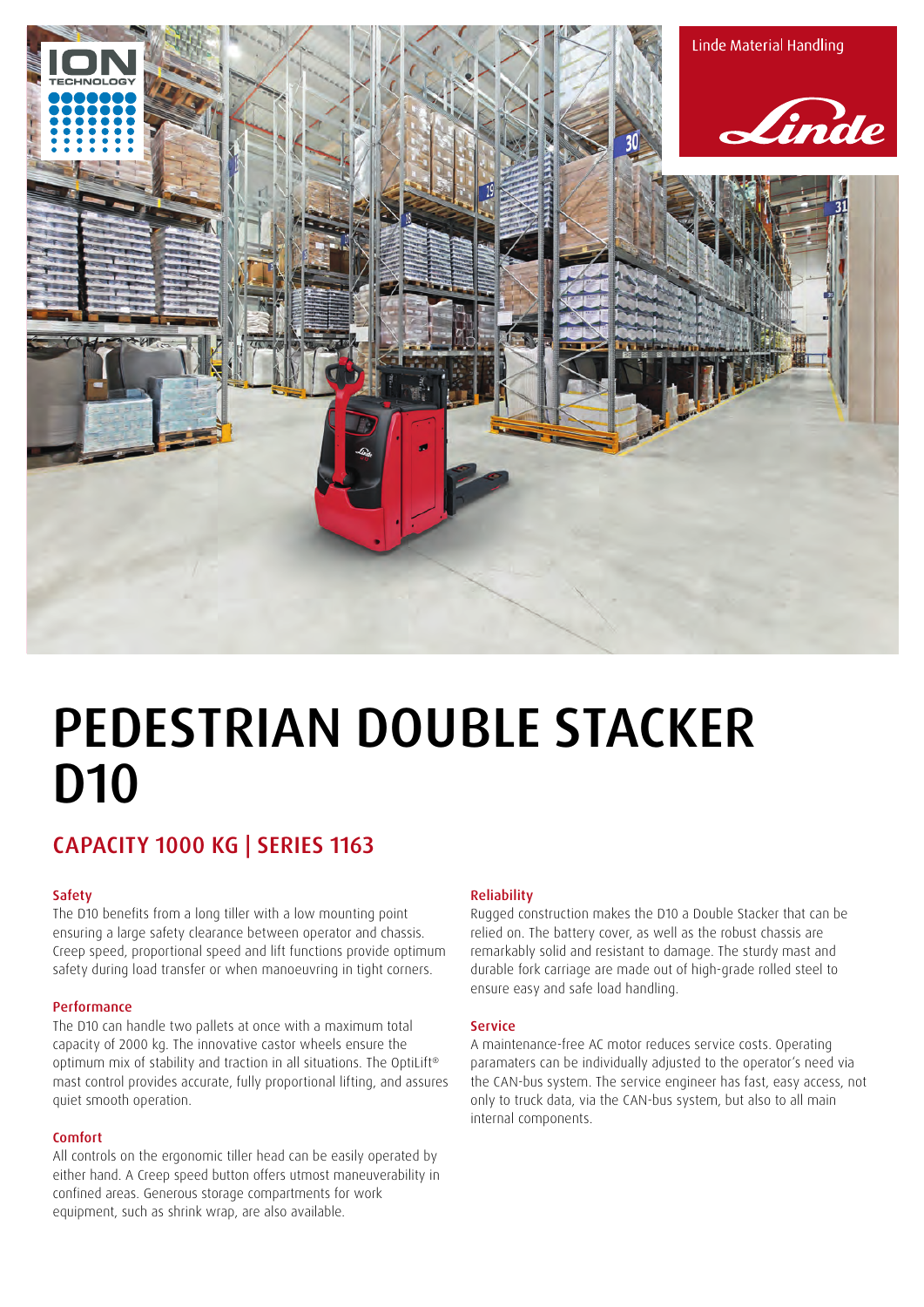# PEDESTRIAN DOUBLE STACKER D10

## CAPACITY 1000 KG | SERIES 1163

### Safety

The D10 benefits from a long tiller with a low mounting point ensuring a large safety clearance between operator and chassis. Creep speed, proportional speed and lift functions provide optimum safety during load transfer or when manoeuvring in tight corners.

### Performance

The D10 can handle two pallets at once with a maximum total capacity of 2000 kg. The innovative castor wheels ensure the optimum mix of stability and traction in all situations. The OptiLift® mast control provides accurate, fully proportional lifting, and assures quiet smooth operation.

### Comfort

All controls on the ergonomic tiller head can be easily operated by either hand. A Creep speed button offers utmost maneuverability in confined areas. Generous storage compartments for work equipment, such as shrink wrap, are also available.

### Reliability

Rugged construction makes the D10 a Double Stacker that can be relied on. The battery cover, as well as the robust chassis are remarkably solid and resistant to damage. The sturdy mast and durable fork carriage are made out of high-grade rolled steel to ensure easy and safe load handling.

### Service

A maintenance-free AC motor reduces service costs. Operating paramaters can be individually adjusted to the operator's need via the CAN-bus system. The service engineer has fast, easy access, not only to truck data, via the CAN-bus system, but also to all main internal components.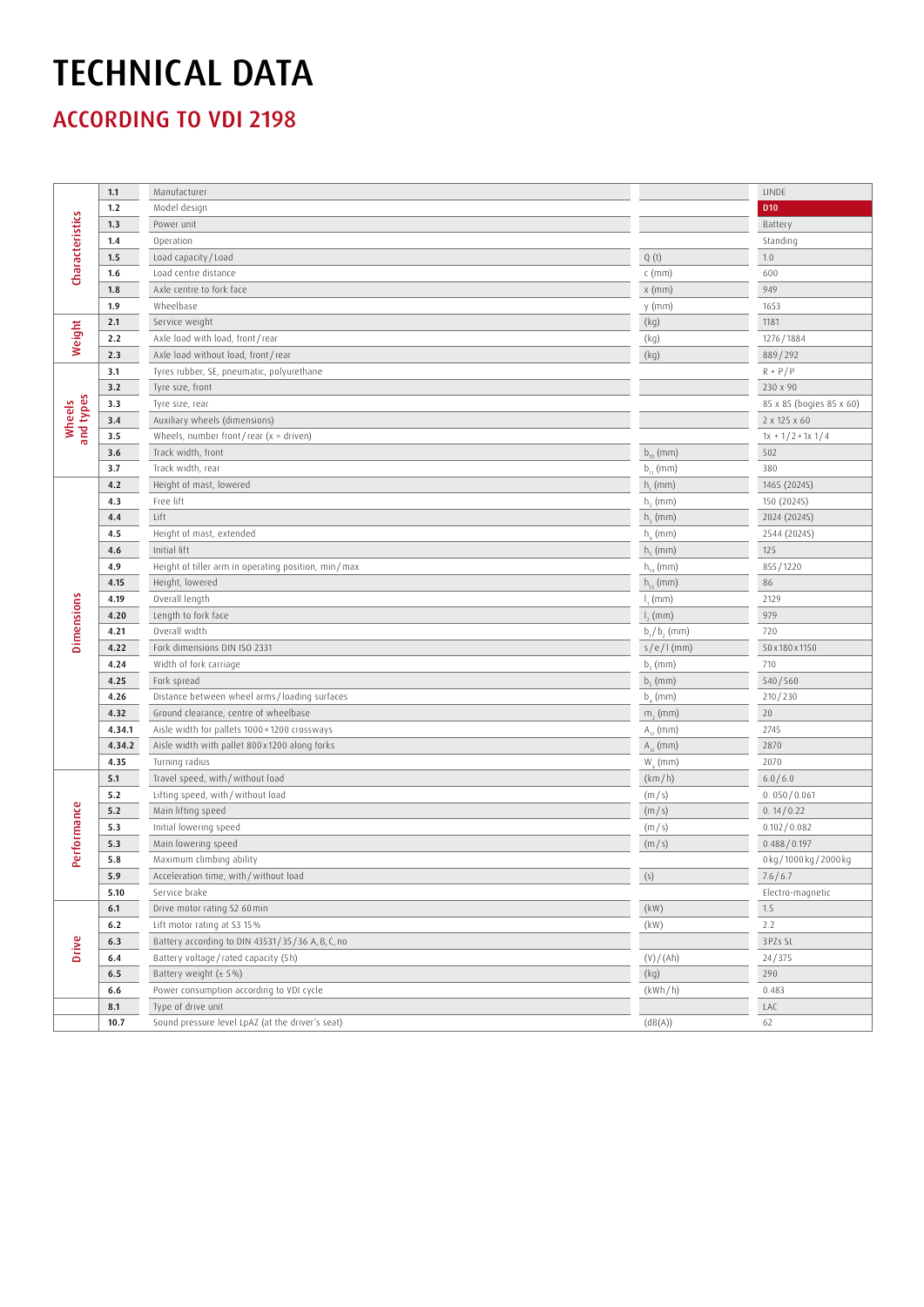# TECHNICAL DATA

## ACCORDING TO VDI 2198

| Section | No. | Description | Unit | Value |
|---|---|---|---|---|
| Characteristics | 1.1 | Manufacturer | | LINDE |
| | 1.2 | Model design | | D10 |
| | 1.3 | Power unit | | Battery |
| | 1.4 | Operation | | Standing |
| | 1.5 | Load capacity / Load | Q (t) | 1.0 |
| | 1.6 | Load centre distance | c (mm) | 600 |
| | 1.8 | Axle centre to fork face | x (mm) | 949 |
| | 1.9 | Wheelbase | y (mm) | 1653 |
| Weight | 2.1 | Service weight | (kg) | 1181 |
| | 2.2 | Axle load with load, front / rear | (kg) | 1276 / 1884 |
| | 2.3 | Axle load without load, front / rear | (kg) | 889 / 292 |
| Wheels and types | 3.1 | Tyres rubber, SE, pneumatic, polyurethane | | R + P / P |
| | 3.2 | Tyre size, front | | 230 x 90 |
| | 3.3 | Tyre size, rear | | 85 x 85 (bogies 85 x 60) |
| | 3.4 | Auxiliary wheels (dimensions) | | 2 x 125 x 60 |
| | 3.5 | Wheels, number front / rear (x = driven) | | 1x + 1 / 2 + 1x 1 / 4 |
| | 3.6 | Track width, front | $b_{10}$ (mm) | 502 |
| | 3.7 | Track width, rear | $b_{11}$ (mm) | 380 |
| Dimensions | 4.2 | Height of mast, lowered | $h_1$ (mm) | 1465 (2024S) |
| | 4.3 | Free lift | $h_2$ (mm) | 150 (2024S) |
| | 4.4 | Lift | $h_3$ (mm) | 2024 (2024S) |
| | 4.5 | Height of mast, extended | $h_4$ (mm) | 2544 (2024S) |
| | 4.6 | Initial lift | $h_5$ (mm) | 125 |
| | 4.9 | Height of tiller arm in operating position, min / max | $h_{14}$ (mm) | 855 / 1220 |
| | 4.15 | Height, lowered | $h_{13}$ (mm) | 86 |
| | 4.19 | Overall length | $l_1$ (mm) | 2129 |
| | 4.20 | Length to fork face | $l_2$ (mm) | 979 |
| | 4.21 | Overall width | $b_1 / b_2$ (mm) | 720 |
| | 4.22 | Fork dimensions DIN ISO 2331 | s / e / l (mm) | 50 x 180 x 1150 |
| | 4.24 | Width of fork carriage | $b_3$ (mm) | 710 |
| | 4.25 | Fork spread | $b_5$ (mm) | 540 / 560 |
| | 4.26 | Distance between wheel arms / loading surfaces | $b_4$ (mm) | 210 / 230 |
| | 4.32 | Ground clearance, centre of wheelbase | $m_2$ (mm) | 20 |
| | 4.34.1 | Aisle width for pallets 1000 × 1200 crossways | $A_{st}$ (mm) | 2745 |
| | 4.34.2 | Aisle width with pallet 800 x 1200 along forks | $A_{st}$ (mm) | 2870 |
| | 4.35 | Turning radius | $W_a$ (mm) | 2070 |
| Performance | 5.1 | Travel speed, with / without load | (km / h) | 6.0 / 6.0 |
| | 5.2 | Lifting speed, with / without load | (m / s) | 0. 050 / 0.061 |
| | 5.2 | Main lifting speed | (m / s) | 0. 14 / 0.22 |
| | 5.3 | Initial lowering speed | (m / s) | 0.102 / 0.082 |
| | 5.3 | Main lowering speed | (m / s) | 0.488 / 0.197 |
| | 5.8 | Maximum climbing ability | | 0 kg / 1000 kg / 2000 kg |
| | 5.9 | Acceleration time, with / without load | (s) | 7.6 / 6.7 |
| | 5.10 | Service brake | | Electro-magnetic |
| Drive | 6.1 | Drive motor rating S2 60 min | (kW) | 1.5 |
| | 6.2 | Lift motor rating at S3 15 % | (kW) | 2.2 |
| | 6.3 | Battery according to DIN 43531 / 35 / 36 A, B, C, no | | 3PZs SL |
| | 6.4 | Battery voltage / rated capacity (5 h) | (V) / (Ah) | 24 / 375 |
| | 6.5 | Battery weight (± 5 %) | (kg) | 290 |
| | 6.6 | Power consumption according to VDI cycle | (kWh / h) | 0.483 |
| | 8.1 | Type of drive unit | | LAC |
| | 10.7 | Sound pressure level LpAZ (at the driver's seat) | (dB(A)) | 62 |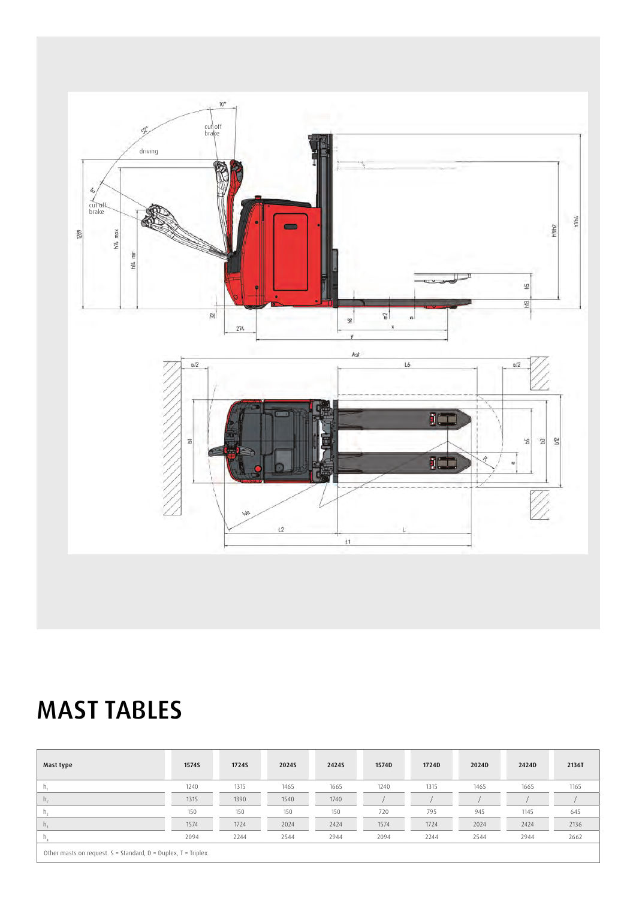# MAST TABLES

| Mast type | 1574S | 1724S | 2024S | 2424S | 1574D | 1724D | 2024D | 2424D | 2136T |
|---|---|---|---|---|---|---|---|---|---|
| $h_1$ | 1240 | 1315 | 1465 | 1665 | 1240 | 1315 | 1465 | 1665 | 1165 |
| $h_1$ | 1315 | 1390 | 1540 | 1740 | / | / | / | / | / |
| $h_2$ | 150 | 150 | 150 | 150 | 720 | 795 | 945 | 1145 | 645 |
| $h_3$ | 1574 | 1724 | 2024 | 2424 | 1574 | 1724 | 2024 | 2424 | 2136 |
| $h_4$ | 2094 | 2244 | 2544 | 2944 | 2094 | 2244 | 2544 | 2944 | 2662 |

Other masts on request. S = Standard, D = Duplex, T = Triplex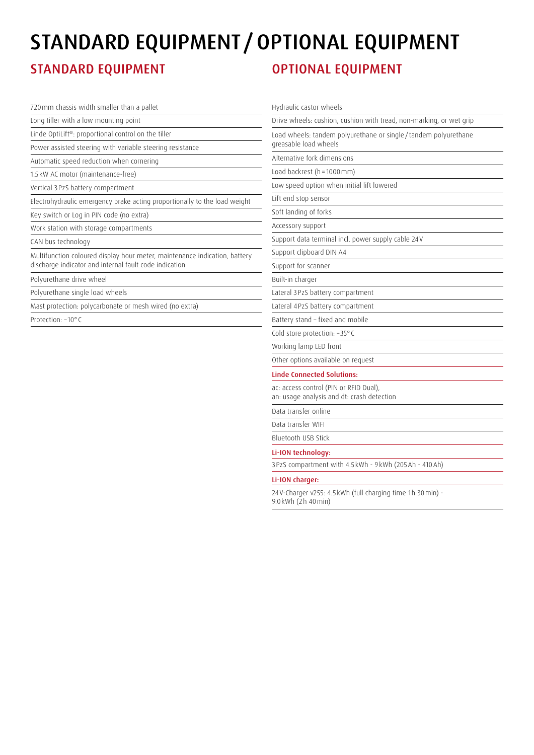# STANDARD EQUIPMENT / OPTIONAL EQUIPMENT

## STANDARD EQUIPMENT

- 720 mm chassis width smaller than a pallet
- Long tiller with a low mounting point
- Linde OptiLift®: proportional control on the tiller
- Power assisted steering with variable steering resistance
- Automatic speed reduction when cornering
- 1.5 kW AC motor (maintenance-free)
- Vertical 3 PzS battery compartment
- Electrohydraulic emergency brake acting proportionally to the load weight
- Key switch or Log in PIN code (no extra)
- Work station with storage compartments
- CAN bus technology
- Multifunction coloured display hour meter, maintenance indication, battery discharge indicator and internal fault code indication
- Polyurethane drive wheel
- Polyurethane single load wheels
- Mast protection: polycarbonate or mesh wired (no extra)
- Protection: −10° C

## OPTIONAL EQUIPMENT

- Hydraulic castor wheels
- Drive wheels: cushion, cushion with tread, non-marking, or wet grip
- Load wheels: tandem polyurethane or single / tandem polyurethane greasable load wheels
- Alternative fork dimensions
- Load backrest (h = 1000 mm)
- Low speed option when initial lift lowered
- Lift end stop sensor
- Soft landing of forks
- Accessory support
- Support data terminal incl. power supply cable 24 V
- Support clipboard DIN A4
- Support for scanner
- Built-in charger
- Lateral 3 PzS battery compartment
- Lateral 4 PzS battery compartment
- Battery stand – fixed and mobile
- Cold store protection: −35° C
- Working lamp LED front
- Other options available on request

**Linde Connected Solutions:**

- ac: access control (PIN or RFID Dual), an: usage analysis and dt: crash detection
- Data transfer online
- Data transfer WIFI
- Bluetooth USB Stick

**Li-ION technology:**

- 3 PzS compartment with 4.5 kWh - 9 kWh (205 Ah - 410 Ah)

**Li-ION charger:**

- 24 V-Charger v255: 4.5 kWh (full charging time 1 h 30 min) - 9.0 kWh (2 h 40 min)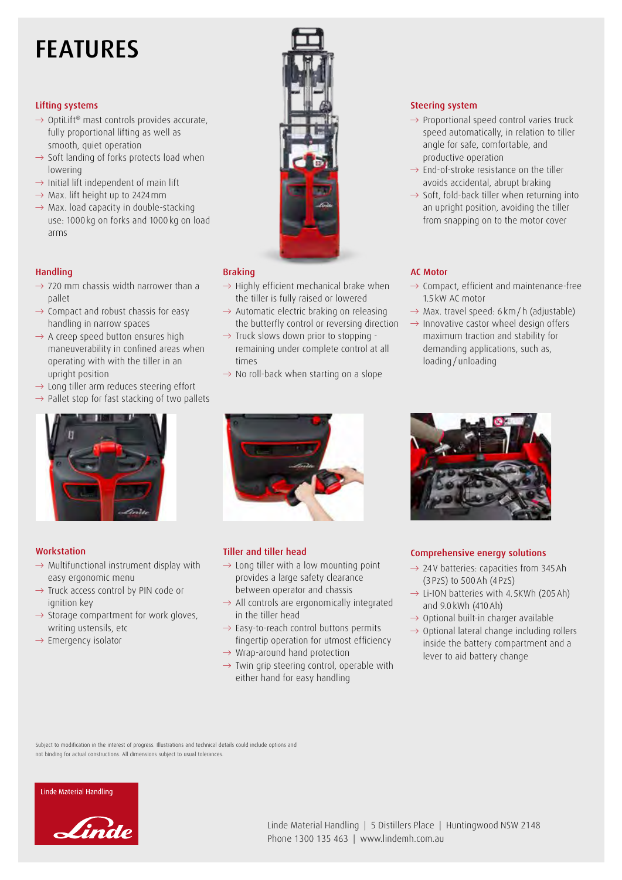# FEATURES

## Lifting systems

- → OptiLift® mast controls provides accurate, fully proportional lifting as well as smooth, quiet operation
- → Soft landing of forks protects load when lowering
- → Initial lift independent of main lift
- → Max. lift height up to 2424 mm
- → Max. load capacity in double-stacking use: 1000 kg on forks and 1000 kg on load arms

## Steering system

- → Proportional speed control varies truck speed automatically, in relation to tiller angle for safe, comfortable, and productive operation
- → End-of-stroke resistance on the tiller avoids accidental, abrupt braking
- → Soft, fold-back tiller when returning into an upright position, avoiding the tiller from snapping on to the motor cover

## Handling

- → 720 mm chassis width narrower than a pallet
- → Compact and robust chassis for easy handling in narrow spaces
- → A creep speed button ensures high maneuverability in confined areas when operating with with the tiller in an upright position
- → Long tiller arm reduces steering effort
- → Pallet stop for fast stacking of two pallets

## Braking

- → Highly efficient mechanical brake when the tiller is fully raised or lowered
- → Automatic electric braking on releasing the butterfly control or reversing direction
- → Truck slows down prior to stopping - remaining under complete control at all times
- → No roll-back when starting on a slope

## AC Motor

- → Compact, efficient and maintenance-free 1.5 kW AC motor
- → Max. travel speed: 6 km / h (adjustable)
- → Innovative castor wheel design offers maximum traction and stability for demanding applications, such as, loading / unloading

## Workstation

- → Multifunctional instrument display with easy ergonomic menu
- → Truck access control by PIN code or ignition key
- → Storage compartment for work gloves, writing ustensils, etc
- → Emergency isolator

## Tiller and tiller head

- → Long tiller with a low mounting point provides a large safety clearance between operator and chassis
- → All controls are ergonomically integrated in the tiller head
- → Easy-to-reach control buttons permits fingertip operation for utmost efficiency
- → Wrap-around hand protection
- → Twin grip steering control, operable with either hand for easy handling

## Comprehensive energy solutions

- → 24 V batteries: capacities from 345 Ah (3 PzS) to 500 Ah (4 PzS)
- → Li-ION batteries with 4.5KWh (205 Ah) and 9.0 kWh (410 Ah)
- → Optional built-in charger available
- → Optional lateral change including rollers inside the battery compartment and a lever to aid battery change

Subject to modification in the interest of progress. Illustrations and technical details could include options and not binding for actual constructions. All dimensions subject to usual tolerances.

Linde Material Handling

Linde Material Handling | 5 Distillers Place | Huntingwood NSW 2148
Phone 1300 135 463 | www.lindemh.com.au